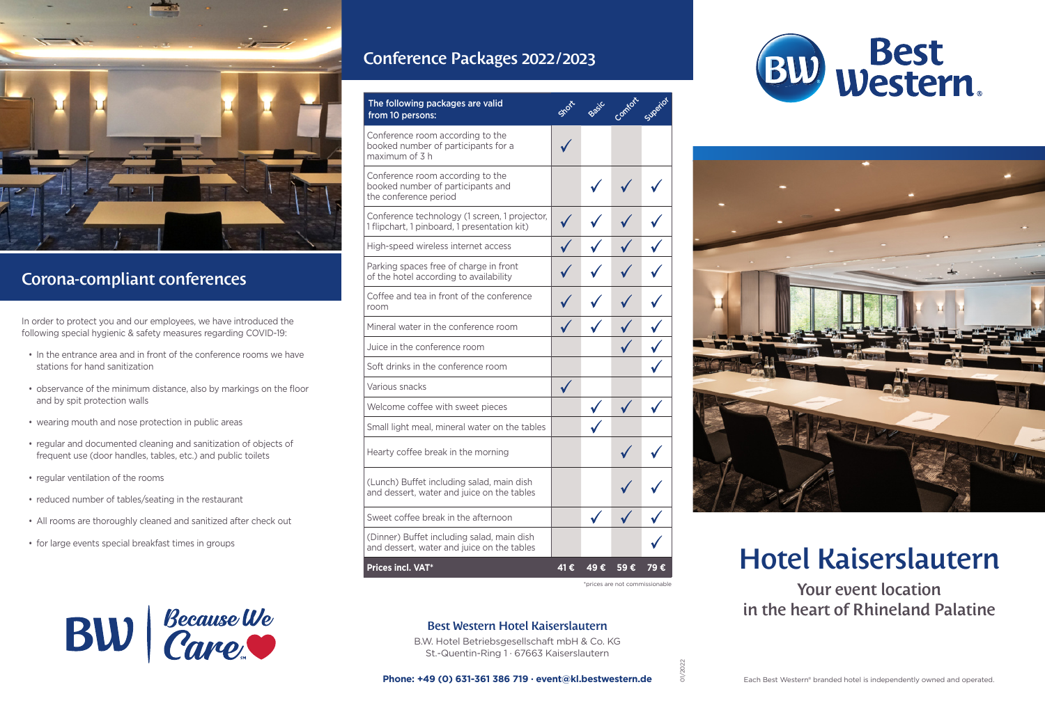## Corona-compliant conferences

In order to protect you and our employees, we have introduced the following special hygienic & safety measures regarding COVID-19:

- In the entrance area and in front of the conference rooms we have stations for hand sanitization
- observance of the minimum distance, also by markings on the floor and by spit protection walls
- wearing mouth and nose protection in public areas
- regular and documented cleaning and sanitization of objects of frequent use (door handles, tables, etc.) and public toilets
- regular ventilation of the rooms
- reduced number of tables/seating in the restaurant
- All rooms are thoroughly cleaned and sanitized after check out
- for large events special breakfast times in groups

BW | Because We Care

## Conference Packages 2022/2023

| The following packages are valid from 10 persons: | Short | Basic | Comfort | Superior |
|---|---|---|---|---|
| Conference room according to the booked number of participants for a maximum of 3 h | ✓ | | | |
| Conference room according to the booked number of participants and the conference period | | ✓ | ✓ | ✓ |
| Conference technology (1 screen, 1 projector, 1 flipchart, 1 pinboard, 1 presentation kit) | ✓ | ✓ | ✓ | ✓ |
| High-speed wireless internet access | ✓ | ✓ | ✓ | ✓ |
| Parking spaces free of charge in front of the hotel according to availability | ✓ | ✓ | ✓ | ✓ |
| Coffee and tea in front of the conference room | ✓ | ✓ | ✓ | ✓ |
| Mineral water in the conference room | ✓ | ✓ | ✓ | ✓ |
| Juice in the conference room | | | ✓ | ✓ |
| Soft drinks in the conference room | | | | ✓ |
| Various snacks | ✓ | | | |
| Welcome coffee with sweet pieces | | ✓ | ✓ | ✓ |
| Small light meal, mineral water on the tables | | ✓ | | |
| Hearty coffee break in the morning | | | ✓ | ✓ |
| (Lunch) Buffet including salad, main dish and dessert, water and juice on the tables | | | ✓ | ✓ |
| Sweet coffee break in the afternoon | | ✓ | ✓ | ✓ |
| (Dinner) Buffet including salad, main dish and dessert, water and juice on the tables | | | | ✓ |
| **Prices incl. VAT*** | **41 €** | **49 €** | **59 €** | **79 €** |

*prices are not commissionable

### Best Western Hotel Kaiserslautern

B.W. Hotel Betriebsgesellschaft mbH & Co. KG
St.-Quentin-Ring 1 · 67663 Kaiserslautern

**Phone: +49 (0) 631-361 386 719 · event@kl.bestwestern.de**

01/2022

Best Western

# Hotel Kaiserslautern

### Your event location in the heart of Rhineland Palatine

Each Best Western® branded hotel is independently owned and operated.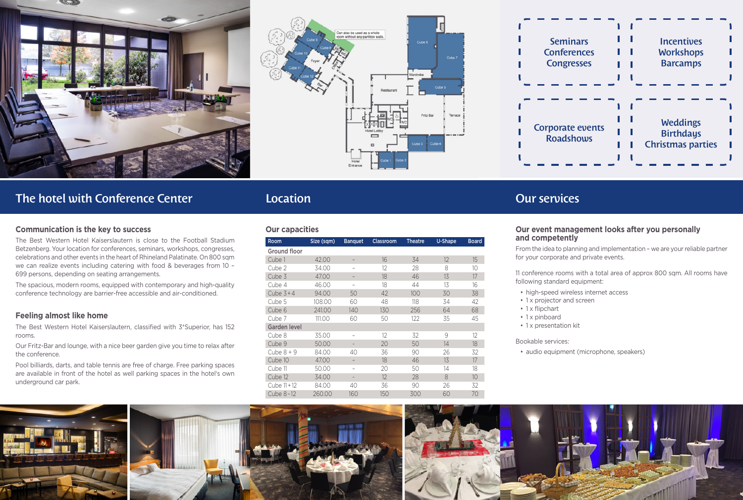Seminars
Conferences
Congresses

Incentives
Workshops
Barcamps

Corporate events
Roadshows

Weddings
Birthdays
Christmas parties

## The hotel with Conference Center

### Communication is the key to success

The Best Western Hotel Kaiserslautern is close to the Football Stadium Betzenberg. Your location for conferences, seminars, workshops, congresses, celebrations and other events in the heart of Rhineland Palatinate. On 800 sqm we can realize events including catering with food & beverages from 10 – 699 persons, depending on seating arrangements.

The spacious, modern rooms, equipped with contemporary and high-quality conference technology are barrier-free accessible and air-conditioned.

### Feeling almost like home

The Best Western Hotel Kaiserslautern, classified with 3*Superior, has 152 rooms.

Our Fritz-Bar and lounge, with a nice beer garden give you time to relax after the conference.

Pool billiards, darts, and table tennis are free of charge. Free parking spaces are available in front of the hotel as well parking spaces in the hotel's own underground car park.

## Location

### Our capacities

| Room | Size (sqm) | Banquet | Classroom | Theatre | U-Shape | Board |
|---|---|---|---|---|---|---|
| **Ground floor** | | | | | | |
| Cube 1 | 42.00 | – | 16 | 34 | 12 | 15 |
| Cube 2 | 34.00 | – | 12 | 28 | 8 | 10 |
| Cube 3 | 47.00 | – | 18 | 46 | 13 | 17 |
| Cube 4 | 46.00 | – | 18 | 44 | 13 | 16 |
| Cube 3 + 4 | 94.00 | 50 | 42 | 100 | 30 | 38 |
| Cube 5 | 108.00 | 60 | 48 | 118 | 34 | 42 |
| Cube 6 | 241.00 | 140 | 130 | 256 | 64 | 68 |
| Cube 7 | 111.00 | 60 | 50 | 122 | 35 | 45 |
| **Garden level** | | | | | | |
| Cube 8 | 35.00 | – | 12 | 32 | 9 | 12 |
| Cube 9 | 50.00 | – | 20 | 50 | 14 | 18 |
| Cube 8 + 9 | 84.00 | 40 | 36 | 90 | 26 | 32 |
| Cube 10 | 47.00 | – | 18 | 46 | 13 | 17 |
| Cube 11 | 50.00 | – | 20 | 50 | 14 | 18 |
| Cube 12 | 34.00 | – | 12 | 28 | 8 | 10 |
| Cube 11 + 12 | 84.00 | 40 | 36 | 90 | 26 | 32 |
| Cube 8 – 12 | 260.00 | 160 | 150 | 300 | 60 | 70 |

## Our services

### Our event management looks after you personally and competently

From the idea to planning and implementation – we are your reliable partner for your corporate and private events.

11 conference rooms with a total area of approx 800 sqm. All rooms have following standard equipment:

- high-speed wireless internet access
- 1 x projector and screen
- 1 x flipchart
- 1 x pinboard
- 1 x presentation kit

Bookable services:

- audio equipment (microphone, speakers)